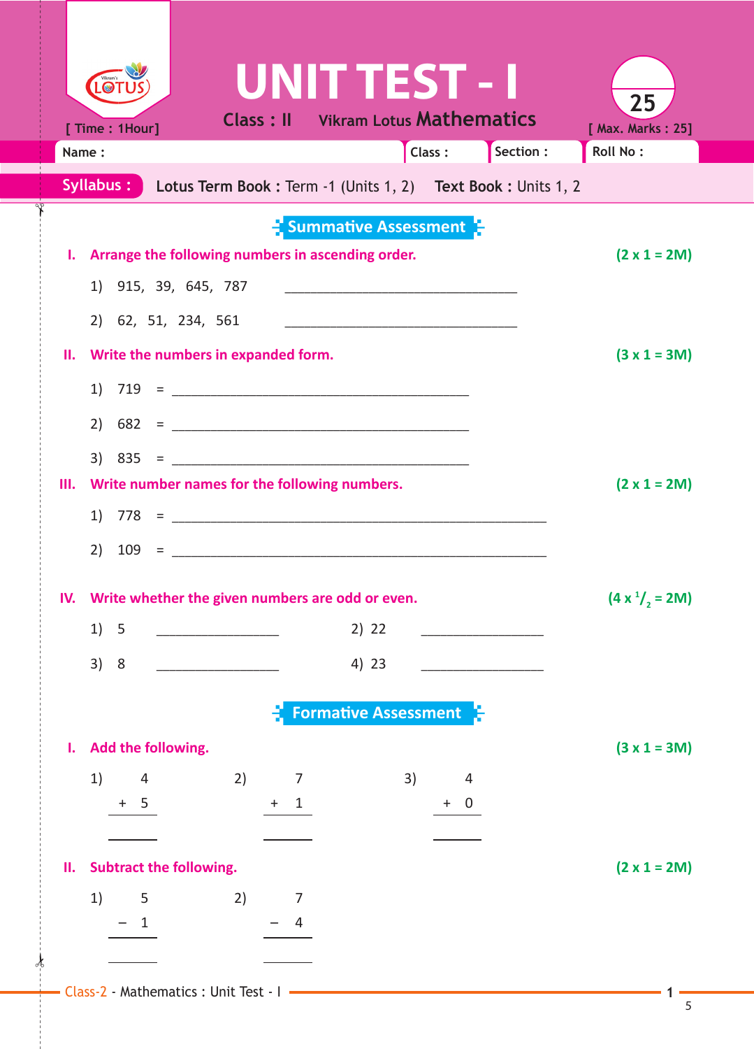# UNIT TEST - I

**Class : II** Vikram Lotus **Mathematics**

[ Time : 1Hour ] [ Max. Marks : 25]

25

Name : Class : Section : Roll No :

**Syllabus :** **Lotus Term Book :** Term -1 (Units 1, 2) **Text Book :** Units 1, 2

## Summative Assessment

**I. Arrange the following numbers in ascending order.** **(2 x 1 = 2M)**

1) 915, 39, 645, 787 ________________________________

2) 62, 51, 234, 561 ________________________________

**II. Write the numbers in expanded form.** **(3 x 1 = 3M)**

1) 719 = ________________________________________

2) 682 = ________________________________________

3) 835 = ________________________________________

**III. Write number names for the following numbers.** **(2 x 1 = 2M)**

1) 778 = ____________________________________________________

2) 109 = ____________________________________________________

**IV. Write whether the given numbers are odd or even.** **($4 \times \frac{1}{2} = 2$M)**

1) 5 ________________ 2) 22 ________________

3) 8 ________________ 4) 23 ________________

## Formative Assessment

**I. Add the following.** **(3 x 1 = 3M)**

1)
```
   4
 + 5
 ----

 ----
```

2)
```
   7
 + 1
 ----

 ----
```

3)
```
   4
 + 0
 ----

 ----
```

**II. Subtract the following.** **(2 x 1 = 2M)**

1)
```
   5
 - 1
 ----

 ----
```

2)
```
   7
 - 4
 ----

 ----
```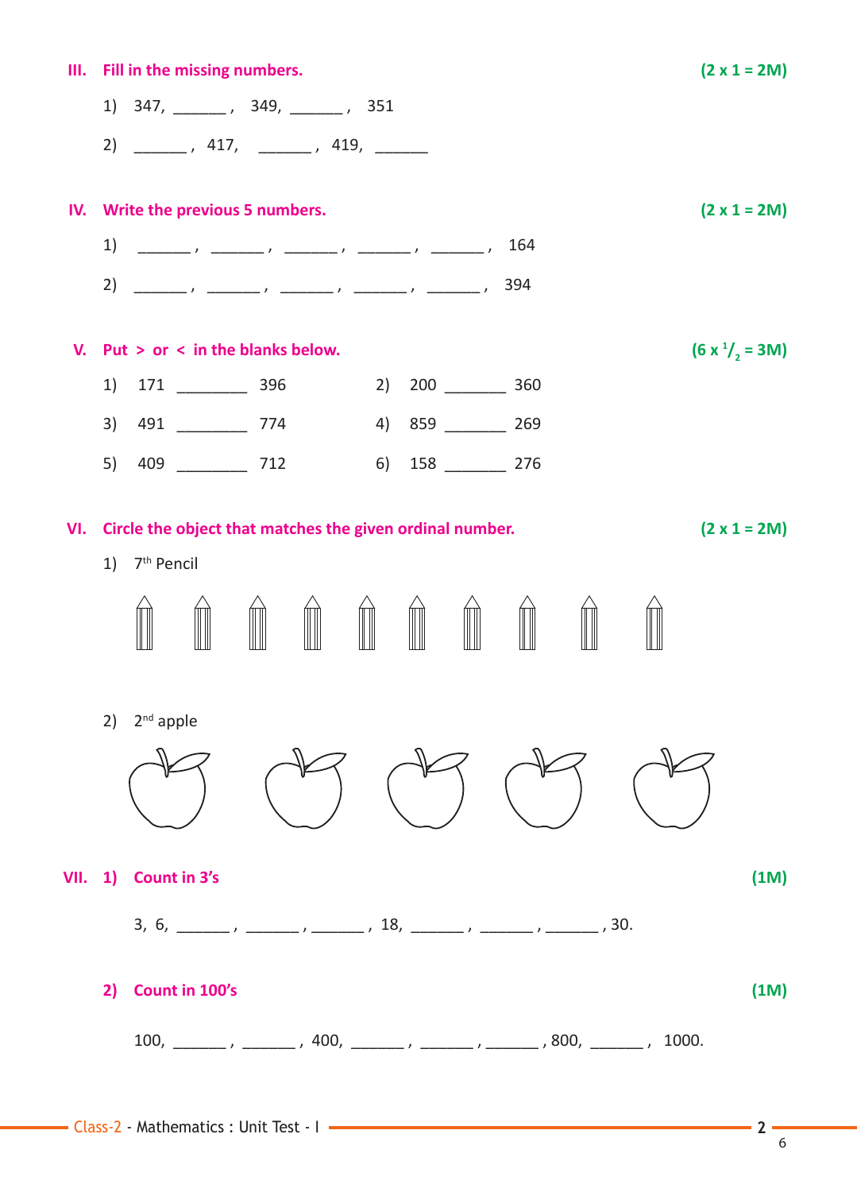## III. Fill in the missing numbers. (2 x 1 = 2M)

1) 347, ______ , 349, ______ , 351

2) ______ , 417, ______ , 419, ______

## IV. Write the previous 5 numbers. (2 x 1 = 2M)

1) ______ , ______ , ______ , ______ , ______ , 164

2) ______ , ______ , ______ , ______ , ______ , 394

## V. Put > or < in the blanks below. (6 x $^1/_2$ = 3M)

1) 171 ________ 396 2) 200 _______ 360

3) 491 ________ 774 4) 859 _______ 269

5) 409 ________ 712 6) 158 _______ 276

## VI. Circle the object that matches the given ordinal number. (2 x 1 = 2M)

1) 7th Pencil

2) 2nd apple

## VII. 1) Count in 3's (1M)

3, 6, ______ , ______ , ______ , 18, ______ , ______ , ______ , 30.

### 2) Count in 100's (1M)

100, ______ , ______ , 400, ______ , ______ , ______ , 800, ______ , 1000.